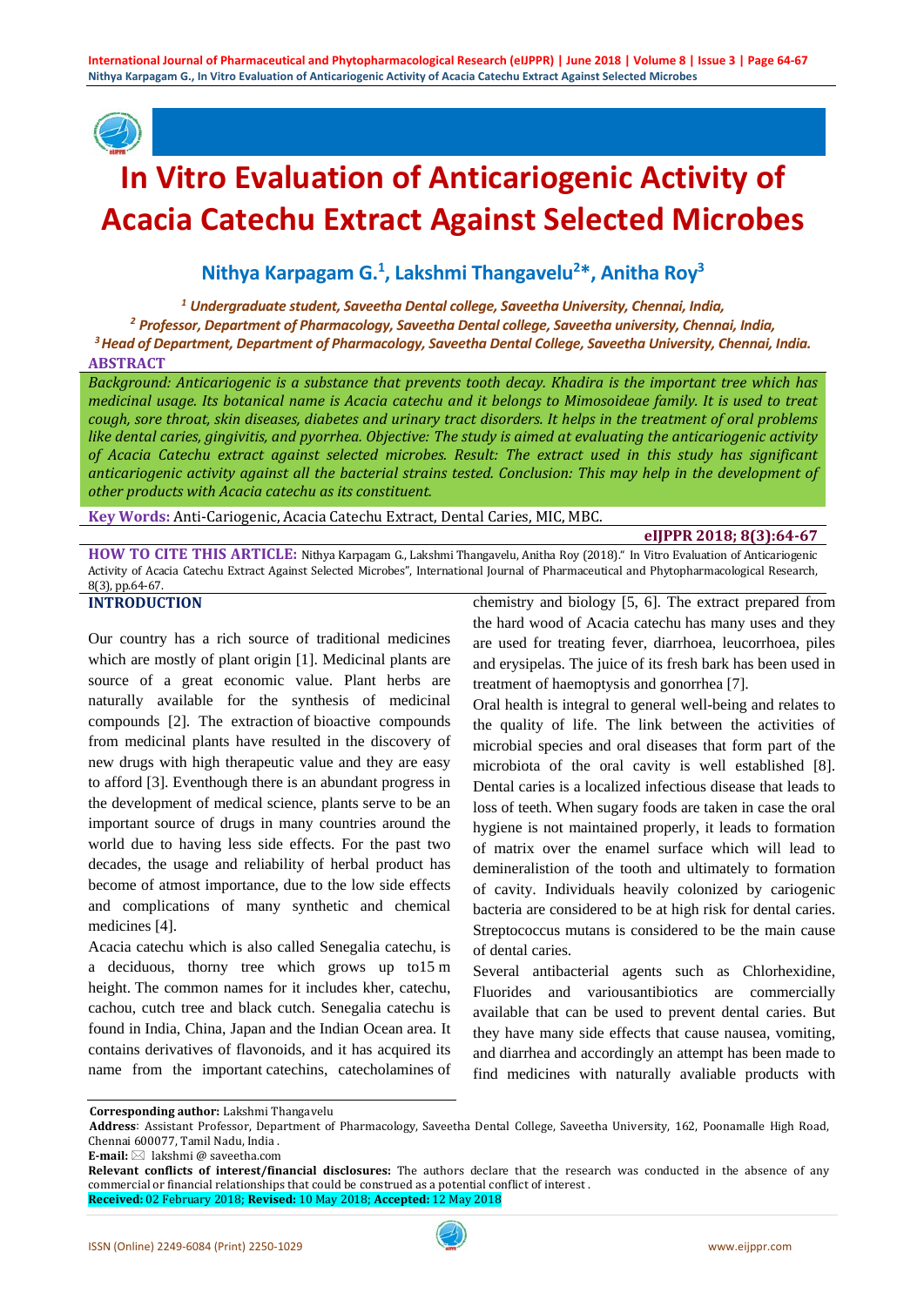# In Vitro Evaluation of Anticariogenic Activity of Acacia Catechu Extract Against Selected Microbes

**Nithya Karpagam G.[1], Lakshmi Thangavelu[2]*, Anitha Roy[3]**

*[1] Undergraduate student, Saveetha Dental college, Saveetha University, Chennai, India,*
*[2] Professor, Department of Pharmacology, Saveetha Dental college, Saveetha university, Chennai, India,*
*[3] Head of Department, Department of Pharmacology, Saveetha Dental College, Saveetha University, Chennai, India.*

## ABSTRACT

*Background: Anticariogenic is a substance that prevents tooth decay. Khadira is the important tree which has medicinal usage. Its botanical name is Acacia catechu and it belongs to Mimosoideae family. It is used to treat cough, sore throat, skin diseases, diabetes and urinary tract disorders. It helps in the treatment of oral problems like dental caries, gingivitis, and pyorrhea. Objective: The study is aimed at evaluating the anticariogenic activity of Acacia Catechu extract against selected microbes. Result: The extract used in this study has significant anticariogenic activity against all the bacterial strains tested. Conclusion: This may help in the development of other products with Acacia catechu as its constituent.*

**Key Words:** Anti-Cariogenic, Acacia Catechu Extract, Dental Caries, MIC, MBC.

**eIJPPR 2018; 8(3):64-67**

**HOW TO CITE THIS ARTICLE:** Nithya Karpagam G., Lakshmi Thangavelu, Anitha Roy (2018)." In Vitro Evaluation of Anticariogenic Activity of Acacia Catechu Extract Against Selected Microbes", International Journal of Pharmaceutical and Phytopharmacological Research, 8(3), pp.64-67.

## INTRODUCTION

Our country has a rich source of traditional medicines which are mostly of plant origin [1]. Medicinal plants are source of a great economic value. Plant herbs are naturally available for the synthesis of medicinal compounds [2]. The extraction of bioactive compounds from medicinal plants have resulted in the discovery of new drugs with high therapeutic value and they are easy to afford [3]. Eventhough there is an abundant progress in the development of medical science, plants serve to be an important source of drugs in many countries around the world due to having less side effects. For the past two decades, the usage and reliability of herbal product has become of atmost importance, due to the low side effects and complications of many synthetic and chemical medicines [4].

Acacia catechu which is also called Senegalia catechu, is a deciduous, thorny tree which grows up to15 m height. The common names for it includes kher, catechu, cachou, cutch tree and black cutch. Senegalia catechu is found in India, China, Japan and the Indian Ocean area. It contains derivatives of flavonoids, and it has acquired its name from the important catechins, catecholamines of chemistry and biology [5, 6]. The extract prepared from the hard wood of Acacia catechu has many uses and they are used for treating fever, diarrhoea, leucorrhoea, piles and erysipelas. The juice of its fresh bark has been used in treatment of haemoptysis and gonorrhea [7].

Oral health is integral to general well-being and relates to the quality of life. The link between the activities of microbial species and oral diseases that form part of the microbiota of the oral cavity is well established [8]. Dental caries is a localized infectious disease that leads to loss of teeth. When sugary foods are taken in case the oral hygiene is not maintained properly, it leads to formation of matrix over the enamel surface which will lead to demineralistion of the tooth and ultimately to formation of cavity. Individuals heavily colonized by cariogenic bacteria are considered to be at high risk for dental caries. Streptococcus mutans is considered to be the main cause of dental caries.

Several antibacterial agents such as Chlorhexidine, Fluorides and variousantibiotics are commercially available that can be used to prevent dental caries. But they have many side effects that cause nausea, vomiting, and diarrhea and accordingly an attempt has been made to find medicines with naturally avaliable products with

**Corresponding author:** Lakshmi Thangavelu
**Address**: Assistant Professor, Department of Pharmacology, Saveetha Dental College, Saveetha University, 162, Poonamalle High Road, Chennai 600077, Tamil Nadu, India .
**E-mail:** lakshmi @ saveetha.com
**Relevant conflicts of interest/financial disclosures:** The authors declare that the research was conducted in the absence of any commercial or financial relationships that could be construed as a potential conflict of interest .
**Received:** 02 February 2018; **Revised:** 10 May 2018; **Accepted:** 12 May 2018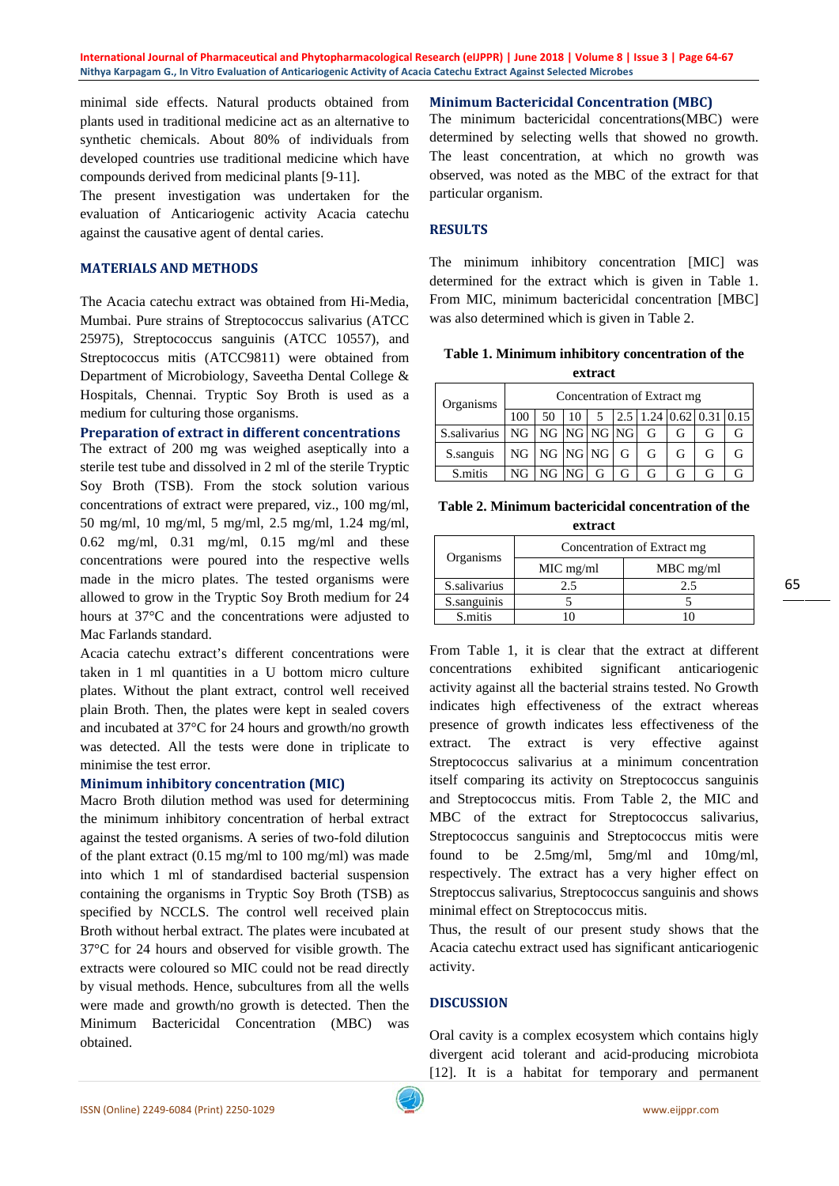minimal side effects. Natural products obtained from plants used in traditional medicine act as an alternative to synthetic chemicals. About 80% of individuals from developed countries use traditional medicine which have compounds derived from medicinal plants [9-11].

The present investigation was undertaken for the evaluation of Anticariogenic activity Acacia catechu against the causative agent of dental caries.

## MATERIALS AND METHODS

The Acacia catechu extract was obtained from Hi-Media, Mumbai. Pure strains of Streptococcus salivarius (ATCC 25975), Streptococcus sanguinis (ATCC 10557), and Streptococcus mitis (ATCC9811) were obtained from Department of Microbiology, Saveetha Dental College & Hospitals, Chennai. Tryptic Soy Broth is used as a medium for culturing those organisms.

### Preparation of extract in different concentrations

The extract of 200 mg was weighed aseptically into a sterile test tube and dissolved in 2 ml of the sterile Tryptic Soy Broth (TSB). From the stock solution various concentrations of extract were prepared, viz., 100 mg/ml, 50 mg/ml, 10 mg/ml, 5 mg/ml, 2.5 mg/ml, 1.24 mg/ml, 0.62 mg/ml, 0.31 mg/ml, 0.15 mg/ml and these concentrations were poured into the respective wells made in the micro plates. The tested organisms were allowed to grow in the Tryptic Soy Broth medium for 24 hours at 37°C and the concentrations were adjusted to Mac Farlands standard.

Acacia catechu extract's different concentrations were taken in 1 ml quantities in a U bottom micro culture plates. Without the plant extract, control well received plain Broth. Then, the plates were kept in sealed covers and incubated at 37°C for 24 hours and growth/no growth was detected. All the tests were done in triplicate to minimise the test error.

### Minimum inhibitory concentration (MIC)

Macro Broth dilution method was used for determining the minimum inhibitory concentration of herbal extract against the tested organisms. A series of two-fold dilution of the plant extract (0.15 mg/ml to 100 mg/ml) was made into which 1 ml of standardised bacterial suspension containing the organisms in Tryptic Soy Broth (TSB) as specified by NCCLS. The control well received plain Broth without herbal extract. The plates were incubated at 37°C for 24 hours and observed for visible growth. The extracts were coloured so MIC could not be read directly by visual methods. Hence, subcultures from all the wells were made and growth/no growth is detected. Then the Minimum Bactericidal Concentration (MBC) was obtained.

### Minimum Bactericidal Concentration (MBC)

The minimum bactericidal concentrations(MBC) were determined by selecting wells that showed no growth. The least concentration, at which no growth was observed, was noted as the MBC of the extract for that particular organism.

## RESULTS

The minimum inhibitory concentration [MIC] was determined for the extract which is given in Table 1. From MIC, minimum bactericidal concentration [MBC] was also determined which is given in Table 2.

**Table 1. Minimum inhibitory concentration of the extract**

| Organisms | Concentration of Extract mg | | | | | | | | |
|---|---|---|---|---|---|---|---|---|---|
| | 100 | 50 | 10 | 5 | 2.5 | 1.24 | 0.62 | 0.31 | 0.15 |
| S.salivarius | NG | NG | NG | NG | NG | G | G | G | G |
| S.sanguis | NG | NG | NG | NG | G | G | G | G | G |
| S.mitis | NG | NG | NG | G | G | G | G | G | G |

**Table 2. Minimum bactericidal concentration of the extract**

| Organisms | Concentration of Extract mg | |
|---|---|---|
| | MIC mg/ml | MBC mg/ml |
| S.salivarius | 2.5 | 2.5 |
| S.sanguinis | 5 | 5 |
| S.mitis | 10 | 10 |

From Table 1, it is clear that the extract at different concentrations exhibited significant anticariogenic activity against all the bacterial strains tested. No Growth indicates high effectiveness of the extract whereas presence of growth indicates less effectiveness of the extract. The extract is very effective against Streptococcus salivarius at a minimum concentration itself comparing its activity on Streptococcus sanguinis and Streptococcus mitis. From Table 2, the MIC and MBC of the extract for Streptococcus salivarius, Streptococcus sanguinis and Streptococcus mitis were found to be 2.5mg/ml, 5mg/ml and 10mg/ml, respectively. The extract has a very higher effect on Streptococcus salivarius, Streptococcus sanguinis and shows minimal effect on Streptococcus mitis.

Thus, the result of our present study shows that the Acacia catechu extract used has significant anticariogenic activity.

## DISCUSSION

Oral cavity is a complex ecosystem which contains higly divergent acid tolerant and acid-producing microbiota [12]. It is a habitat for temporary and permanent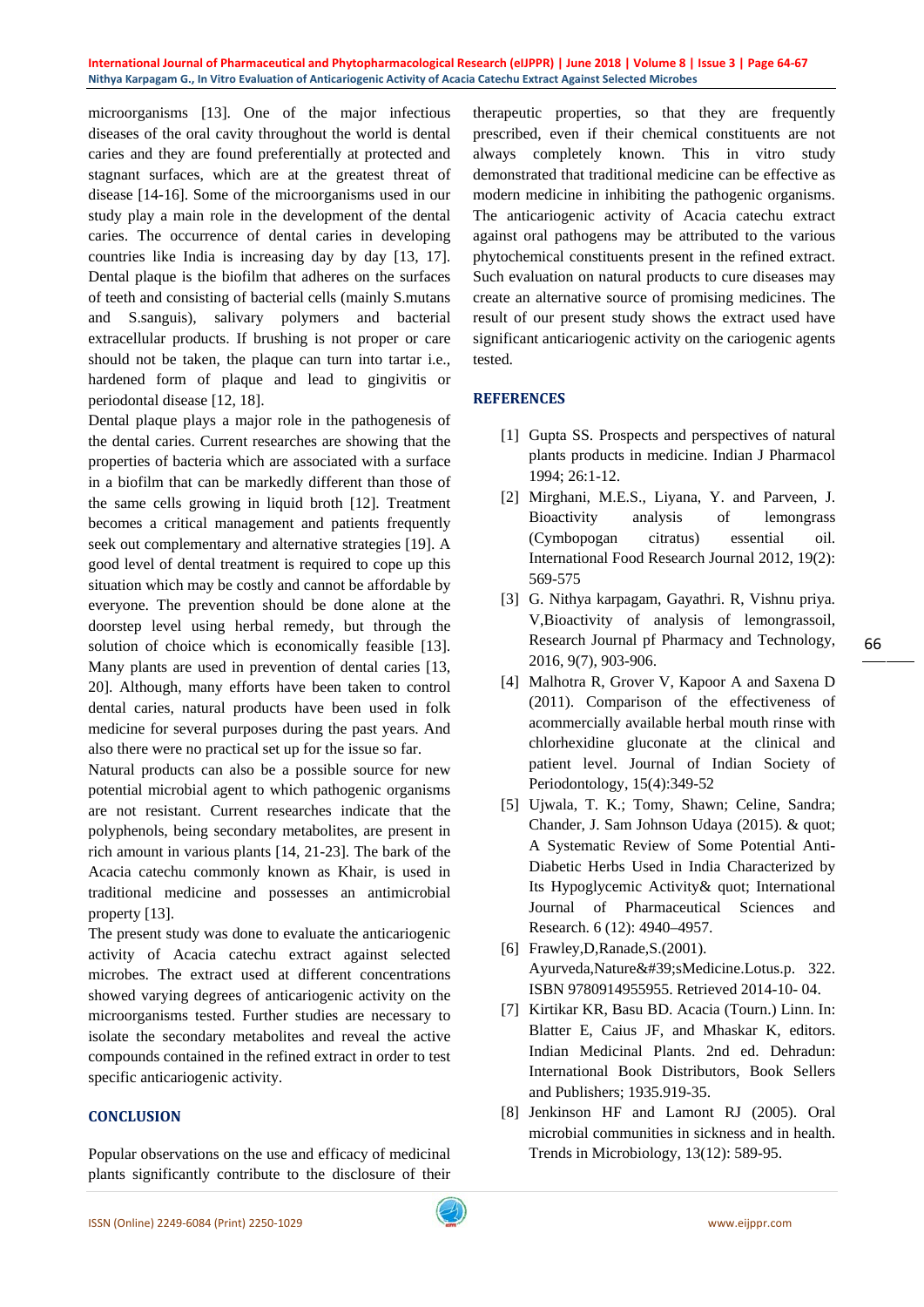microorganisms [13]. One of the major infectious diseases of the oral cavity throughout the world is dental caries and they are found preferentially at protected and stagnant surfaces, which are at the greatest threat of disease [14-16]. Some of the microorganisms used in our study play a main role in the development of the dental caries. The occurrence of dental caries in developing countries like India is increasing day by day [13, 17]. Dental plaque is the biofilm that adheres on the surfaces of teeth and consisting of bacterial cells (mainly S.mutans and S.sanguis), salivary polymers and bacterial extracellular products. If brushing is not proper or care should not be taken, the plaque can turn into tartar i.e., hardened form of plaque and lead to gingivitis or periodontal disease [12, 18].

Dental plaque plays a major role in the pathogenesis of the dental caries. Current researches are showing that the properties of bacteria which are associated with a surface in a biofilm that can be markedly different than those of the same cells growing in liquid broth [12]. Treatment becomes a critical management and patients frequently seek out complementary and alternative strategies [19]. A good level of dental treatment is required to cope up this situation which may be costly and cannot be affordable by everyone. The prevention should be done alone at the doorstep level using herbal remedy, but through the solution of choice which is economically feasible [13]. Many plants are used in prevention of dental caries [13, 20]. Although, many efforts have been taken to control dental caries, natural products have been used in folk medicine for several purposes during the past years. And also there were no practical set up for the issue so far.

Natural products can also be a possible source for new potential microbial agent to which pathogenic organisms are not resistant. Current researches indicate that the polyphenols, being secondary metabolites, are present in rich amount in various plants [14, 21-23]. The bark of the Acacia catechu commonly known as Khair, is used in traditional medicine and possesses an antimicrobial property [13].

The present study was done to evaluate the anticariogenic activity of Acacia catechu extract against selected microbes. The extract used at different concentrations showed varying degrees of anticariogenic activity on the microorganisms tested. Further studies are necessary to isolate the secondary metabolites and reveal the active compounds contained in the refined extract in order to test specific anticariogenic activity.

## CONCLUSION

Popular observations on the use and efficacy of medicinal plants significantly contribute to the disclosure of their therapeutic properties, so that they are frequently prescribed, even if their chemical constituents are not always completely known. This in vitro study demonstrated that traditional medicine can be effective as modern medicine in inhibiting the pathogenic organisms. The anticariogenic activity of Acacia catechu extract against oral pathogens may be attributed to the various phytochemical constituents present in the refined extract. Such evaluation on natural products to cure diseases may create an alternative source of promising medicines. The result of our present study shows the extract used have significant anticariogenic activity on the cariogenic agents tested.

## REFERENCES

[1] Gupta SS. Prospects and perspectives of natural plants products in medicine. Indian J Pharmacol 1994; 26:1-12.

[2] Mirghani, M.E.S., Liyana, Y. and Parveen, J. Bioactivity analysis of lemongrass (Cymbopogan citratus) essential oil. International Food Research Journal 2012, 19(2): 569-575

[3] G. Nithya karpagam, Gayathri. R, Vishnu priya. V,Bioactivity of analysis of lemongrassoil, Research Journal pf Pharmacy and Technology, 2016, 9(7), 903-906.

[4] Malhotra R, Grover V, Kapoor A and Saxena D (2011). Comparison of the effectiveness of acommercially available herbal mouth rinse with chlorhexidine gluconate at the clinical and patient level. Journal of Indian Society of Periodontology, 15(4):349-52

[5] Ujwala, T. K.; Tomy, Shawn; Celine, Sandra; Chander, J. Sam Johnson Udaya (2015). & quot; A Systematic Review of Some Potential Anti-Diabetic Herbs Used in India Characterized by Its Hypoglycemic Activity& quot; International Journal of Pharmaceutical Sciences and Research. 6 (12): 4940–4957.

[6] Frawley,D,Ranade,S.(2001). Ayurveda,Nature&#39;sMedicine.Lotus.p. 322. ISBN 9780914955955. Retrieved 2014-10- 04.

[7] Kirtikar KR, Basu BD. Acacia (Tourn.) Linn. In: Blatter E, Caius JF, and Mhaskar K, editors. Indian Medicinal Plants. 2nd ed. Dehradun: International Book Distributors, Book Sellers and Publishers; 1935.919-35.

[8] Jenkinson HF and Lamont RJ (2005). Oral microbial communities in sickness and in health. Trends in Microbiology, 13(12): 589-95.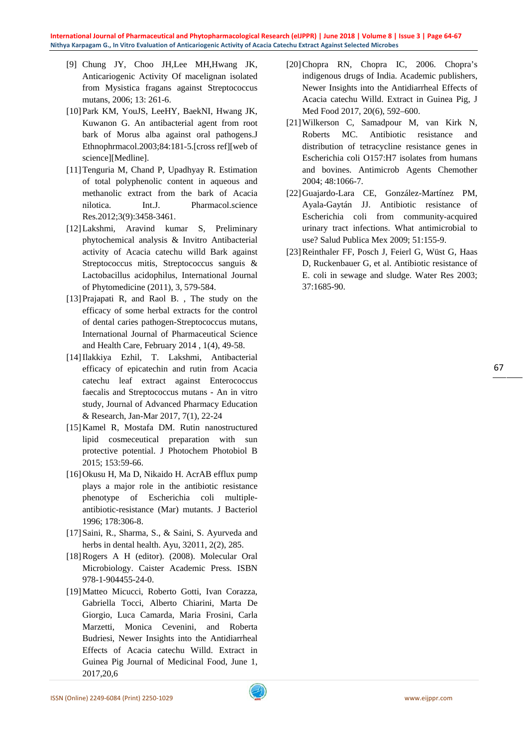[9] Chung JY, Choo JH,Lee MH,Hwang JK, Anticariogenic Activity Of macelignan isolated from Mysistica fragans against Streptococcus mutans, 2006; 13: 261-6.

[10] Park KM, YouJS, LeeHY, BaekNI, Hwang JK, Kuwanon G. An antibacterial agent from root bark of Morus alba against oral pathogens.J Ethnophrmacol.2003;84:181-5.[cross ref][web of science][Medline].

[11] Tenguria M, Chand P, Upadhyay R. Estimation of total polyphenolic content in aqueous and methanolic extract from the bark of Acacia nilotica. Int.J. Pharmacol.science Res.2012;3(9):3458-3461.

[12] Lakshmi, Aravind kumar S, Preliminary phytochemical analysis & Invitro Antibacterial activity of Acacia catechu willd Bark against Streptococcus mitis, Streptococcus sanguis & Lactobacillus acidophilus, International Journal of Phytomedicine (2011), 3, 579-584.

[13] Prajapati R, and Raol B. , The study on the efficacy of some herbal extracts for the control of dental caries pathogen-Streptococcus mutans, International Journal of Pharmaceutical Science and Health Care, February 2014 , 1(4), 49-58.

[14] Ilakkiya Ezhil, T. Lakshmi, Antibacterial efficacy of epicatechin and rutin from Acacia catechu leaf extract against Enterococcus faecalis and Streptococcus mutans - An in vitro study, Journal of Advanced Pharmacy Education & Research, Jan-Mar 2017, 7(1), 22-24

[15] Kamel R, Mostafa DM. Rutin nanostructured lipid cosmeceutical preparation with sun protective potential. J Photochem Photobiol B 2015; 153:59-66.

[16] Okusu H, Ma D, Nikaido H. AcrAB efflux pump plays a major role in the antibiotic resistance phenotype of Escherichia coli multiple-antibiotic-resistance (Mar) mutants. J Bacteriol 1996; 178:306-8.

[17] Saini, R., Sharma, S., & Saini, S. Ayurveda and herbs in dental health. Ayu, 32011, 2(2), 285.

[18] Rogers A H (editor). (2008). Molecular Oral Microbiology. Caister Academic Press. ISBN 978-1-904455-24-0.

[19] Matteo Micucci, Roberto Gotti, Ivan Corazza, Gabriella Tocci, Alberto Chiarini, Marta De Giorgio, Luca Camarda, Maria Frosini, Carla Marzetti, Monica Cevenini, and Roberta Budriesi, Newer Insights into the Antidiarrheal Effects of Acacia catechu Willd. Extract in Guinea Pig Journal of Medicinal Food, June 1, 2017,20,6

[20] Chopra RN, Chopra IC, 2006. Chopra's indigenous drugs of India. Academic publishers, Newer Insights into the Antidiarrheal Effects of Acacia catechu Willd. Extract in Guinea Pig, J Med Food 2017, 20(6), 592–600.

[21] Wilkerson C, Samadpour M, van Kirk N, Roberts MC. Antibiotic resistance and distribution of tetracycline resistance genes in Escherichia coli O157:H7 isolates from humans and bovines. Antimicrob Agents Chemother 2004; 48:1066-7.

[22] Guajardo-Lara CE, González-Martínez PM, Ayala-Gaytán JJ. Antibiotic resistance of Escherichia coli from community-acquired urinary tract infections. What antimicrobial to use? Salud Publica Mex 2009; 51:155-9.

[23] Reinthaler FF, Posch J, Feierl G, Wüst G, Haas D, Ruckenbauer G, et al. Antibiotic resistance of E. coli in sewage and sludge. Water Res 2003; 37:1685-90.